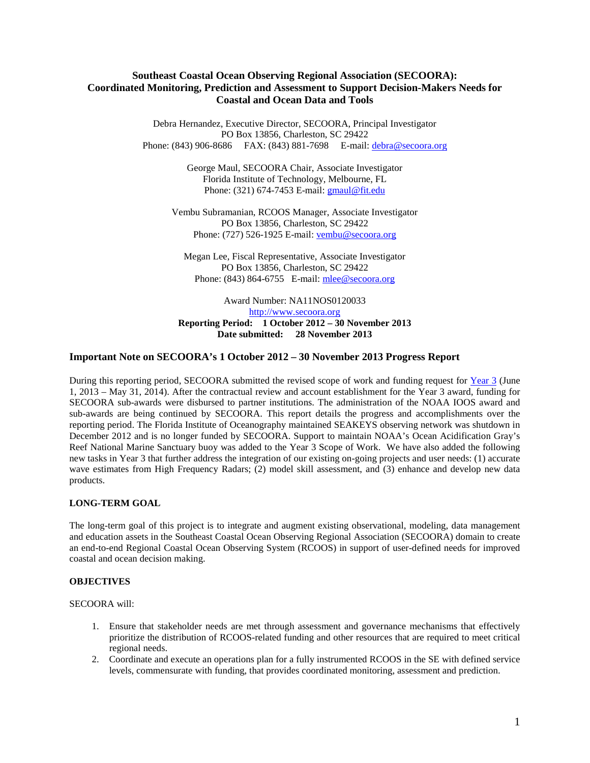# Southeast Coastal Ocean Observing Regional Association (SECOORA): Coordinated Monitoring, Prediction and Assessment to Support Decision-Makers Needs for Coastal and Ocean Data and Tools

Debra Hernandez, Executive Director, SECOORA, Principal Investigator
PO Box 13856, Charleston, SC 29422
Phone: (843) 906-8686 FAX: (843) 881-7698 E-mail: debra@secoora.org

George Maul, SECOORA Chair, Associate Investigator
Florida Institute of Technology, Melbourne, FL
Phone: (321) 674-7453 E-mail: gmaul@fit.edu

Vembu Subramanian, RCOOS Manager, Associate Investigator
PO Box 13856, Charleston, SC 29422
Phone: (727) 526-1925 E-mail: vembu@secoora.org

Megan Lee, Fiscal Representative, Associate Investigator
PO Box 13856, Charleston, SC 29422
Phone: (843) 864-6755 E-mail: mlee@secoora.org

Award Number: NA11NOS0120033
http://www.secoora.org
**Reporting Period: 1 October 2012 – 30 November 2013**
**Date submitted: 28 November 2013**

## Important Note on SECOORA's 1 October 2012 – 30 November 2013 Progress Report

During this reporting period, SECOORA submitted the revised scope of work and funding request for Year 3 (June 1, 2013 – May 31, 2014). After the contractual review and account establishment for the Year 3 award, funding for SECOORA sub-awards were disbursed to partner institutions. The administration of the NOAA IOOS award and sub-awards are being continued by SECOORA. This report details the progress and accomplishments over the reporting period. The Florida Institute of Oceanography maintained SEAKEYS observing network was shutdown in December 2012 and is no longer funded by SECOORA. Support to maintain NOAA's Ocean Acidification Gray's Reef National Marine Sanctuary buoy was added to the Year 3 Scope of Work. We have also added the following new tasks in Year 3 that further address the integration of our existing on-going projects and user needs: (1) accurate wave estimates from High Frequency Radars; (2) model skill assessment, and (3) enhance and develop new data products.

### LONG-TERM GOAL

The long-term goal of this project is to integrate and augment existing observational, modeling, data management and education assets in the Southeast Coastal Ocean Observing Regional Association (SECOORA) domain to create an end-to-end Regional Coastal Ocean Observing System (RCOOS) in support of user-defined needs for improved coastal and ocean decision making.

### OBJECTIVES

SECOORA will:

1. Ensure that stakeholder needs are met through assessment and governance mechanisms that effectively prioritize the distribution of RCOOS-related funding and other resources that are required to meet critical regional needs.
2. Coordinate and execute an operations plan for a fully instrumented RCOOS in the SE with defined service levels, commensurate with funding, that provides coordinated monitoring, assessment and prediction.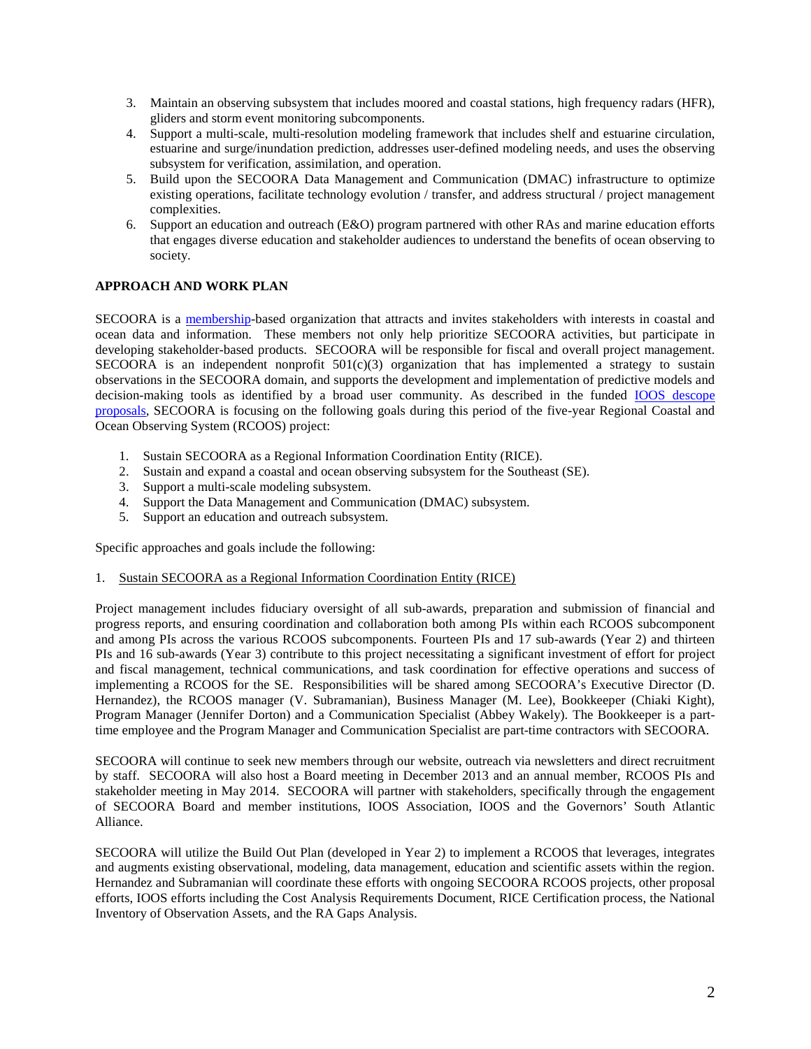3. Maintain an observing subsystem that includes moored and coastal stations, high frequency radars (HFR), gliders and storm event monitoring subcomponents.
4. Support a multi-scale, multi-resolution modeling framework that includes shelf and estuarine circulation, estuarine and surge/inundation prediction, addresses user-defined modeling needs, and uses the observing subsystem for verification, assimilation, and operation.
5. Build upon the SECOORA Data Management and Communication (DMAC) infrastructure to optimize existing operations, facilitate technology evolution / transfer, and address structural / project management complexities.
6. Support an education and outreach (E&O) program partnered with other RAs and marine education efforts that engages diverse education and stakeholder audiences to understand the benefits of ocean observing to society.

**APPROACH AND WORK PLAN**

SECOORA is a membership-based organization that attracts and invites stakeholders with interests in coastal and ocean data and information. These members not only help prioritize SECOORA activities, but participate in developing stakeholder-based products. SECOORA will be responsible for fiscal and overall project management. SECOORA is an independent nonprofit 501(c)(3) organization that has implemented a strategy to sustain observations in the SECOORA domain, and supports the development and implementation of predictive models and decision-making tools as identified by a broad user community. As described in the funded IOOS descope proposals, SECOORA is focusing on the following goals during this period of the five-year Regional Coastal and Ocean Observing System (RCOOS) project:

1. Sustain SECOORA as a Regional Information Coordination Entity (RICE).
2. Sustain and expand a coastal and ocean observing subsystem for the Southeast (SE).
3. Support a multi-scale modeling subsystem.
4. Support the Data Management and Communication (DMAC) subsystem.
5. Support an education and outreach subsystem.

Specific approaches and goals include the following:

1. Sustain SECOORA as a Regional Information Coordination Entity (RICE)

Project management includes fiduciary oversight of all sub-awards, preparation and submission of financial and progress reports, and ensuring coordination and collaboration both among PIs within each RCOOS subcomponent and among PIs across the various RCOOS subcomponents. Fourteen PIs and 17 sub-awards (Year 2) and thirteen PIs and 16 sub-awards (Year 3) contribute to this project necessitating a significant investment of effort for project and fiscal management, technical communications, and task coordination for effective operations and success of implementing a RCOOS for the SE. Responsibilities will be shared among SECOORA's Executive Director (D. Hernandez), the RCOOS manager (V. Subramanian), Business Manager (M. Lee), Bookkeeper (Chiaki Kight), Program Manager (Jennifer Dorton) and a Communication Specialist (Abbey Wakely). The Bookkeeper is a part-time employee and the Program Manager and Communication Specialist are part-time contractors with SECOORA.

SECOORA will continue to seek new members through our website, outreach via newsletters and direct recruitment by staff. SECOORA will also host a Board meeting in December 2013 and an annual member, RCOOS PIs and stakeholder meeting in May 2014. SECOORA will partner with stakeholders, specifically through the engagement of SECOORA Board and member institutions, IOOS Association, IOOS and the Governors' South Atlantic Alliance.

SECOORA will utilize the Build Out Plan (developed in Year 2) to implement a RCOOS that leverages, integrates and augments existing observational, modeling, data management, education and scientific assets within the region. Hernandez and Subramanian will coordinate these efforts with ongoing SECOORA RCOOS projects, other proposal efforts, IOOS efforts including the Cost Analysis Requirements Document, RICE Certification process, the National Inventory of Observation Assets, and the RA Gaps Analysis.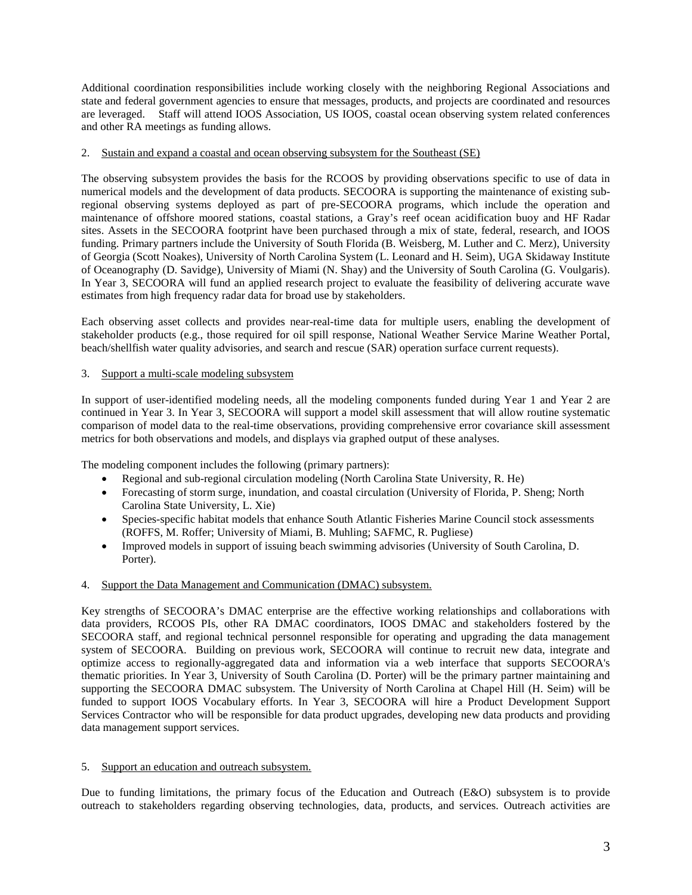Additional coordination responsibilities include working closely with the neighboring Regional Associations and state and federal government agencies to ensure that messages, products, and projects are coordinated and resources are leveraged. Staff will attend IOOS Association, US IOOS, coastal ocean observing system related conferences and other RA meetings as funding allows.

2. <u>Sustain and expand a coastal and ocean observing subsystem for the Southeast (SE)</u>

The observing subsystem provides the basis for the RCOOS by providing observations specific to use of data in numerical models and the development of data products. SECOORA is supporting the maintenance of existing sub-regional observing systems deployed as part of pre-SECOORA programs, which include the operation and maintenance of offshore moored stations, coastal stations, a Gray's reef ocean acidification buoy and HF Radar sites. Assets in the SECOORA footprint have been purchased through a mix of state, federal, research, and IOOS funding. Primary partners include the University of South Florida (B. Weisberg, M. Luther and C. Merz), University of Georgia (Scott Noakes), University of North Carolina System (L. Leonard and H. Seim), UGA Skidaway Institute of Oceanography (D. Savidge), University of Miami (N. Shay) and the University of South Carolina (G. Voulgaris). In Year 3, SECOORA will fund an applied research project to evaluate the feasibility of delivering accurate wave estimates from high frequency radar data for broad use by stakeholders.

Each observing asset collects and provides near-real-time data for multiple users, enabling the development of stakeholder products (e.g., those required for oil spill response, National Weather Service Marine Weather Portal, beach/shellfish water quality advisories, and search and rescue (SAR) operation surface current requests).

3. <u>Support a multi-scale modeling subsystem</u>

In support of user-identified modeling needs, all the modeling components funded during Year 1 and Year 2 are continued in Year 3. In Year 3, SECOORA will support a model skill assessment that will allow routine systematic comparison of model data to the real-time observations, providing comprehensive error covariance skill assessment metrics for both observations and models, and displays via graphed output of these analyses.

The modeling component includes the following (primary partners):

- Regional and sub-regional circulation modeling (North Carolina State University, R. He)
- Forecasting of storm surge, inundation, and coastal circulation (University of Florida, P. Sheng; North Carolina State University, L. Xie)
- Species-specific habitat models that enhance South Atlantic Fisheries Marine Council stock assessments (ROFFS, M. Roffer; University of Miami, B. Muhling; SAFMC, R. Pugliese)
- Improved models in support of issuing beach swimming advisories (University of South Carolina, D. Porter).

4. <u>Support the Data Management and Communication (DMAC) subsystem.</u>

Key strengths of SECOORA's DMAC enterprise are the effective working relationships and collaborations with data providers, RCOOS PIs, other RA DMAC coordinators, IOOS DMAC and stakeholders fostered by the SECOORA staff, and regional technical personnel responsible for operating and upgrading the data management system of SECOORA. Building on previous work, SECOORA will continue to recruit new data, integrate and optimize access to regionally-aggregated data and information via a web interface that supports SECOORA's thematic priorities. In Year 3, University of South Carolina (D. Porter) will be the primary partner maintaining and supporting the SECOORA DMAC subsystem. The University of North Carolina at Chapel Hill (H. Seim) will be funded to support IOOS Vocabulary efforts. In Year 3, SECOORA will hire a Product Development Support Services Contractor who will be responsible for data product upgrades, developing new data products and providing data management support services.

5. <u>Support an education and outreach subsystem.</u>

Due to funding limitations, the primary focus of the Education and Outreach (E&O) subsystem is to provide outreach to stakeholders regarding observing technologies, data, products, and services. Outreach activities are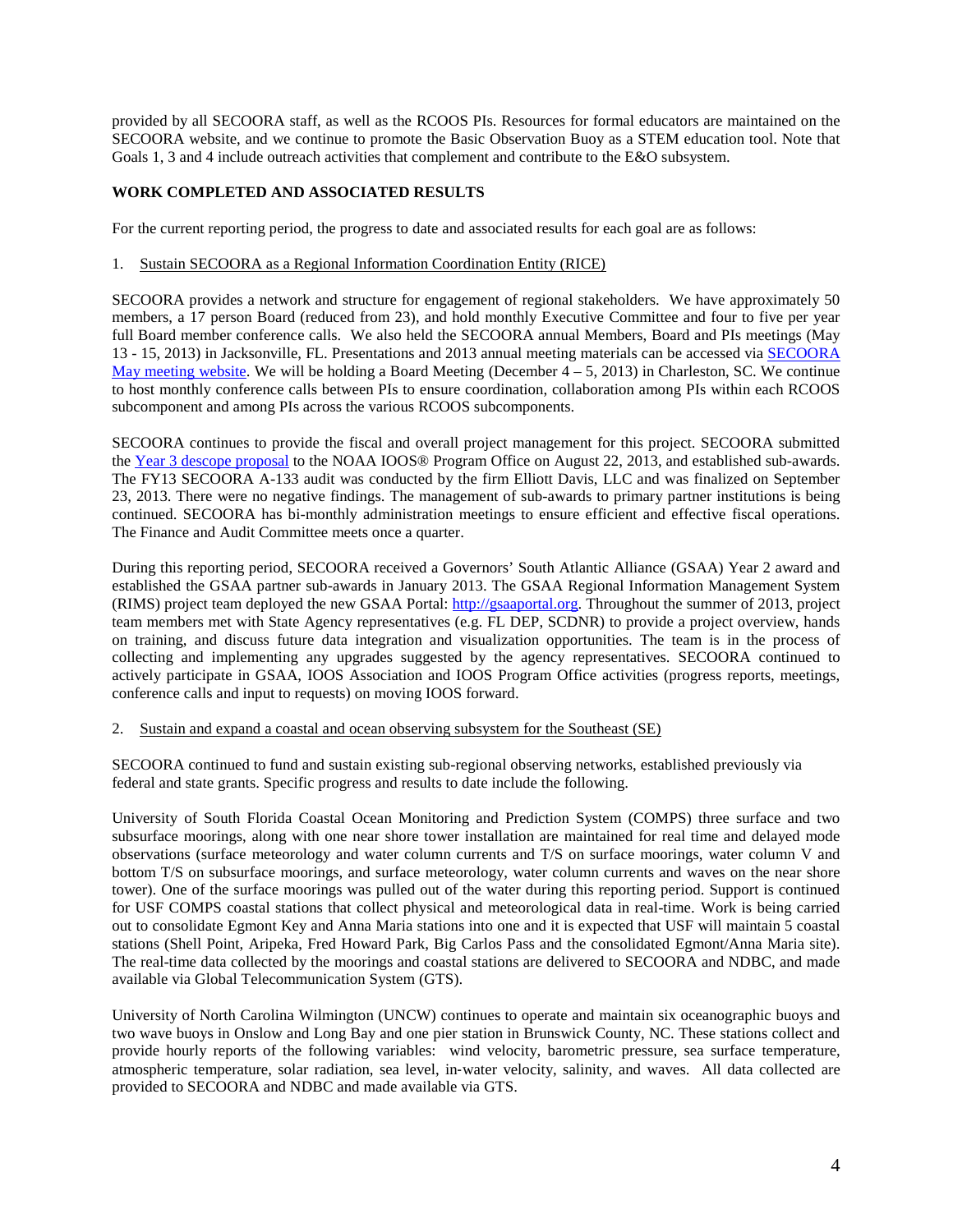provided by all SECOORA staff, as well as the RCOOS PIs. Resources for formal educators are maintained on the SECOORA website, and we continue to promote the Basic Observation Buoy as a STEM education tool. Note that Goals 1, 3 and 4 include outreach activities that complement and contribute to the E&O subsystem.

**WORK COMPLETED AND ASSOCIATED RESULTS**

For the current reporting period, the progress to date and associated results for each goal are as follows:

1. Sustain SECOORA as a Regional Information Coordination Entity (RICE)

SECOORA provides a network and structure for engagement of regional stakeholders. We have approximately 50 members, a 17 person Board (reduced from 23), and hold monthly Executive Committee and four to five per year full Board member conference calls. We also held the SECOORA annual Members, Board and PIs meetings (May 13 - 15, 2013) in Jacksonville, FL. Presentations and 2013 annual meeting materials can be accessed via SECOORA May meeting website. We will be holding a Board Meeting (December 4 – 5, 2013) in Charleston, SC. We continue to host monthly conference calls between PIs to ensure coordination, collaboration among PIs within each RCOOS subcomponent and among PIs across the various RCOOS subcomponents.

SECOORA continues to provide the fiscal and overall project management for this project. SECOORA submitted the Year 3 descope proposal to the NOAA IOOS® Program Office on August 22, 2013, and established sub-awards. The FY13 SECOORA A-133 audit was conducted by the firm Elliott Davis, LLC and was finalized on September 23, 2013. There were no negative findings. The management of sub-awards to primary partner institutions is being continued. SECOORA has bi-monthly administration meetings to ensure efficient and effective fiscal operations. The Finance and Audit Committee meets once a quarter.

During this reporting period, SECOORA received a Governors' South Atlantic Alliance (GSAA) Year 2 award and established the GSAA partner sub-awards in January 2013. The GSAA Regional Information Management System (RIMS) project team deployed the new GSAA Portal: http://gsaaportal.org. Throughout the summer of 2013, project team members met with State Agency representatives (e.g. FL DEP, SCDNR) to provide a project overview, hands on training, and discuss future data integration and visualization opportunities. The team is in the process of collecting and implementing any upgrades suggested by the agency representatives. SECOORA continued to actively participate in GSAA, IOOS Association and IOOS Program Office activities (progress reports, meetings, conference calls and input to requests) on moving IOOS forward.

2. Sustain and expand a coastal and ocean observing subsystem for the Southeast (SE)

SECOORA continued to fund and sustain existing sub-regional observing networks, established previously via federal and state grants. Specific progress and results to date include the following.

University of South Florida Coastal Ocean Monitoring and Prediction System (COMPS) three surface and two subsurface moorings, along with one near shore tower installation are maintained for real time and delayed mode observations (surface meteorology and water column currents and T/S on surface moorings, water column V and bottom T/S on subsurface moorings, and surface meteorology, water column currents and waves on the near shore tower). One of the surface moorings was pulled out of the water during this reporting period. Support is continued for USF COMPS coastal stations that collect physical and meteorological data in real-time. Work is being carried out to consolidate Egmont Key and Anna Maria stations into one and it is expected that USF will maintain 5 coastal stations (Shell Point, Aripeka, Fred Howard Park, Big Carlos Pass and the consolidated Egmont/Anna Maria site). The real-time data collected by the moorings and coastal stations are delivered to SECOORA and NDBC, and made available via Global Telecommunication System (GTS).

University of North Carolina Wilmington (UNCW) continues to operate and maintain six oceanographic buoys and two wave buoys in Onslow and Long Bay and one pier station in Brunswick County, NC. These stations collect and provide hourly reports of the following variables: wind velocity, barometric pressure, sea surface temperature, atmospheric temperature, solar radiation, sea level, in-water velocity, salinity, and waves. All data collected are provided to SECOORA and NDBC and made available via GTS.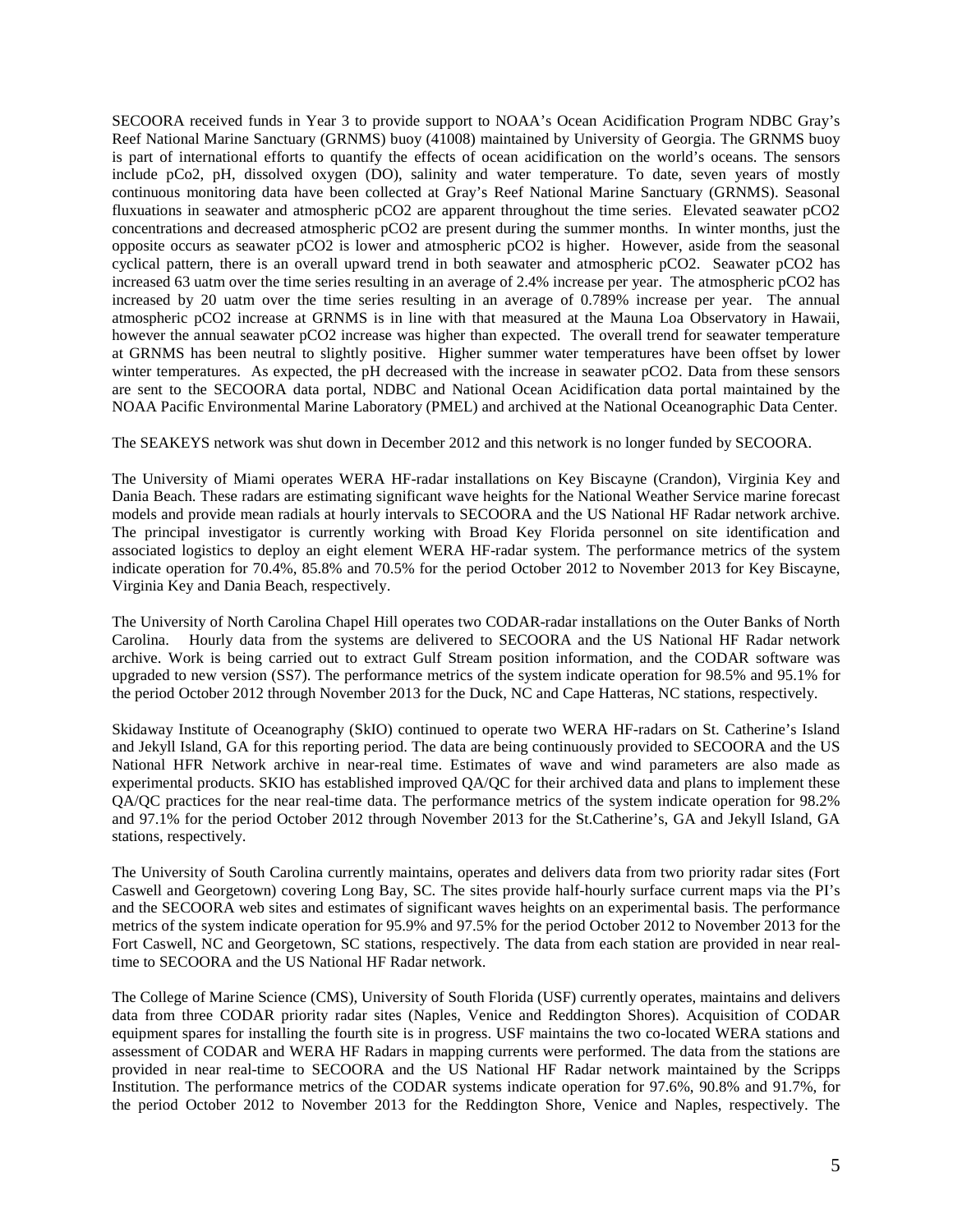SECOORA received funds in Year 3 to provide support to NOAA's Ocean Acidification Program NDBC Gray's Reef National Marine Sanctuary (GRNMS) buoy (41008) maintained by University of Georgia. The GRNMS buoy is part of international efforts to quantify the effects of ocean acidification on the world's oceans. The sensors include pCo2, pH, dissolved oxygen (DO), salinity and water temperature. To date, seven years of mostly continuous monitoring data have been collected at Gray's Reef National Marine Sanctuary (GRNMS). Seasonal fluxuations in seawater and atmospheric pCO2 are apparent throughout the time series. Elevated seawater pCO2 concentrations and decreased atmospheric pCO2 are present during the summer months. In winter months, just the opposite occurs as seawater pCO2 is lower and atmospheric pCO2 is higher. However, aside from the seasonal cyclical pattern, there is an overall upward trend in both seawater and atmospheric pCO2. Seawater pCO2 has increased 63 uatm over the time series resulting in an average of 2.4% increase per year. The atmospheric pCO2 has increased by 20 uatm over the time series resulting in an average of 0.789% increase per year. The annual atmospheric pCO2 increase at GRNMS is in line with that measured at the Mauna Loa Observatory in Hawaii, however the annual seawater pCO2 increase was higher than expected. The overall trend for seawater temperature at GRNMS has been neutral to slightly positive. Higher summer water temperatures have been offset by lower winter temperatures. As expected, the pH decreased with the increase in seawater pCO2. Data from these sensors are sent to the SECOORA data portal, NDBC and National Ocean Acidification data portal maintained by the NOAA Pacific Environmental Marine Laboratory (PMEL) and archived at the National Oceanographic Data Center.

The SEAKEYS network was shut down in December 2012 and this network is no longer funded by SECOORA.

The University of Miami operates WERA HF-radar installations on Key Biscayne (Crandon), Virginia Key and Dania Beach. These radars are estimating significant wave heights for the National Weather Service marine forecast models and provide mean radials at hourly intervals to SECOORA and the US National HF Radar network archive. The principal investigator is currently working with Broad Key Florida personnel on site identification and associated logistics to deploy an eight element WERA HF-radar system. The performance metrics of the system indicate operation for 70.4%, 85.8% and 70.5% for the period October 2012 to November 2013 for Key Biscayne, Virginia Key and Dania Beach, respectively.

The University of North Carolina Chapel Hill operates two CODAR-radar installations on the Outer Banks of North Carolina. Hourly data from the systems are delivered to SECOORA and the US National HF Radar network archive. Work is being carried out to extract Gulf Stream position information, and the CODAR software was upgraded to new version (SS7). The performance metrics of the system indicate operation for 98.5% and 95.1% for the period October 2012 through November 2013 for the Duck, NC and Cape Hatteras, NC stations, respectively.

Skidaway Institute of Oceanography (SkIO) continued to operate two WERA HF-radars on St. Catherine's Island and Jekyll Island, GA for this reporting period. The data are being continuously provided to SECOORA and the US National HFR Network archive in near-real time. Estimates of wave and wind parameters are also made as experimental products. SKIO has established improved QA/QC for their archived data and plans to implement these QA/QC practices for the near real-time data. The performance metrics of the system indicate operation for 98.2% and 97.1% for the period October 2012 through November 2013 for the St.Catherine's, GA and Jekyll Island, GA stations, respectively.

The University of South Carolina currently maintains, operates and delivers data from two priority radar sites (Fort Caswell and Georgetown) covering Long Bay, SC. The sites provide half-hourly surface current maps via the PI's and the SECOORA web sites and estimates of significant waves heights on an experimental basis. The performance metrics of the system indicate operation for 95.9% and 97.5% for the period October 2012 to November 2013 for the Fort Caswell, NC and Georgetown, SC stations, respectively. The data from each station are provided in near real-time to SECOORA and the US National HF Radar network.

The College of Marine Science (CMS), University of South Florida (USF) currently operates, maintains and delivers data from three CODAR priority radar sites (Naples, Venice and Reddington Shores). Acquisition of CODAR equipment spares for installing the fourth site is in progress. USF maintains the two co-located WERA stations and assessment of CODAR and WERA HF Radars in mapping currents were performed. The data from the stations are provided in near real-time to SECOORA and the US National HF Radar network maintained by the Scripps Institution. The performance metrics of the CODAR systems indicate operation for 97.6%, 90.8% and 91.7%, for the period October 2012 to November 2013 for the Reddington Shore, Venice and Naples, respectively. The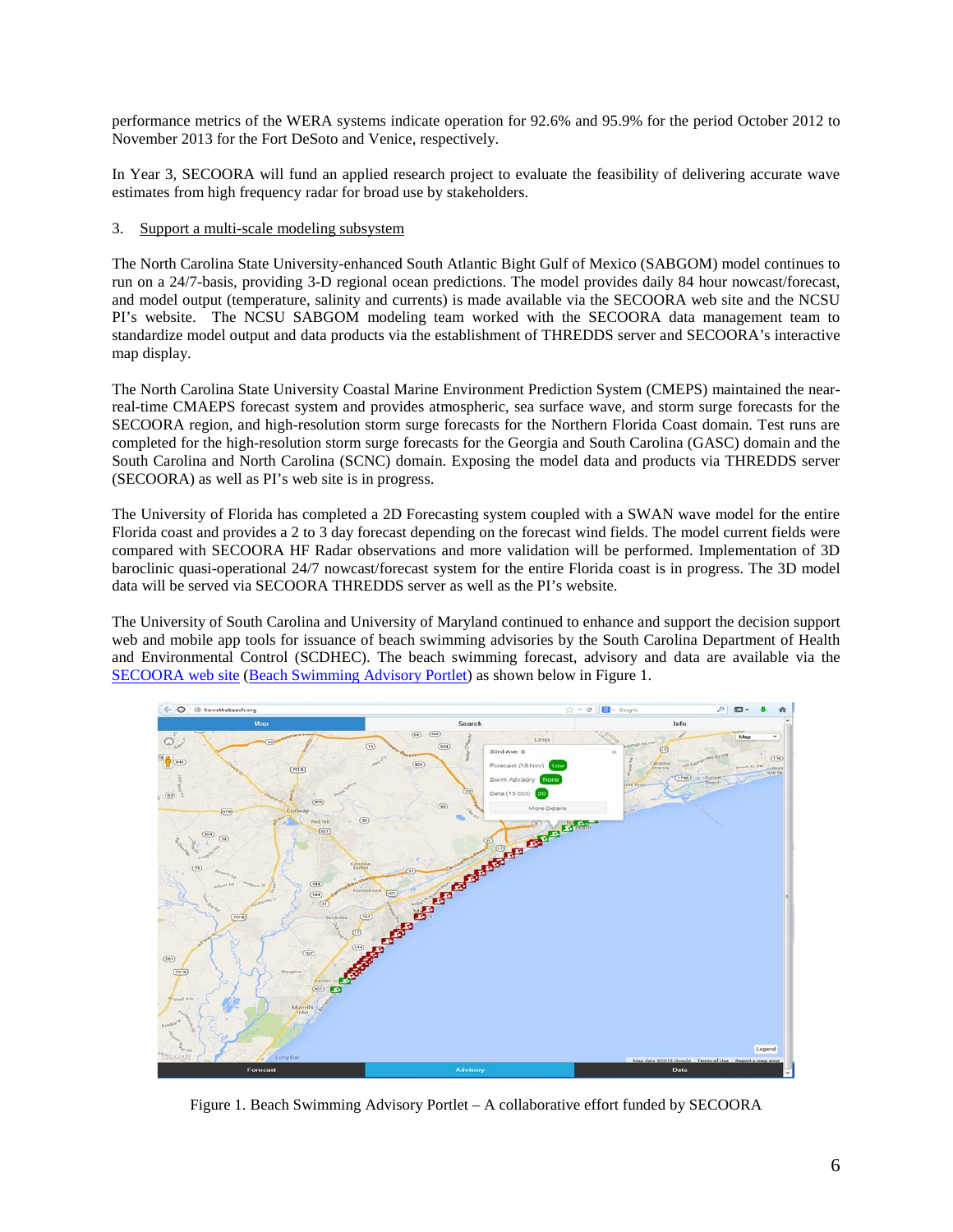performance metrics of the WERA systems indicate operation for 92.6% and 95.9% for the period October 2012 to November 2013 for the Fort DeSoto and Venice, respectively.

In Year 3, SECOORA will fund an applied research project to evaluate the feasibility of delivering accurate wave estimates from high frequency radar for broad use by stakeholders.

3. Support a multi-scale modeling subsystem

The North Carolina State University-enhanced South Atlantic Bight Gulf of Mexico (SABGOM) model continues to run on a 24/7-basis, providing 3-D regional ocean predictions. The model provides daily 84 hour nowcast/forecast, and model output (temperature, salinity and currents) is made available via the SECOORA web site and the NCSU PI's website. The NCSU SABGOM modeling team worked with the SECOORA data management team to standardize model output and data products via the establishment of THREDDS server and SECOORA's interactive map display.

The North Carolina State University Coastal Marine Environment Prediction System (CMEPS) maintained the near-real-time CMAEPS forecast system and provides atmospheric, sea surface wave, and storm surge forecasts for the SECOORA region, and high-resolution storm surge forecasts for the Northern Florida Coast domain. Test runs are completed for the high-resolution storm surge forecasts for the Georgia and South Carolina (GASC) domain and the South Carolina and North Carolina (SCNC) domain. Exposing the model data and products via THREDDS server (SECOORA) as well as PI's web site is in progress.

The University of Florida has completed a 2D Forecasting system coupled with a SWAN wave model for the entire Florida coast and provides a 2 to 3 day forecast depending on the forecast wind fields. The model current fields were compared with SECOORA HF Radar observations and more validation will be performed. Implementation of 3D baroclinic quasi-operational 24/7 nowcast/forecast system for the entire Florida coast is in progress. The 3D model data will be served via SECOORA THREDDS server as well as the PI's website.

The University of South Carolina and University of Maryland continued to enhance and support the decision support web and mobile app tools for issuance of beach swimming advisories by the South Carolina Department of Health and Environmental Control (SCDHEC). The beach swimming forecast, advisory and data are available via the SECOORA web site (Beach Swimming Advisory Portlet) as shown below in Figure 1.

Figure 1. Beach Swimming Advisory Portlet – A collaborative effort funded by SECOORA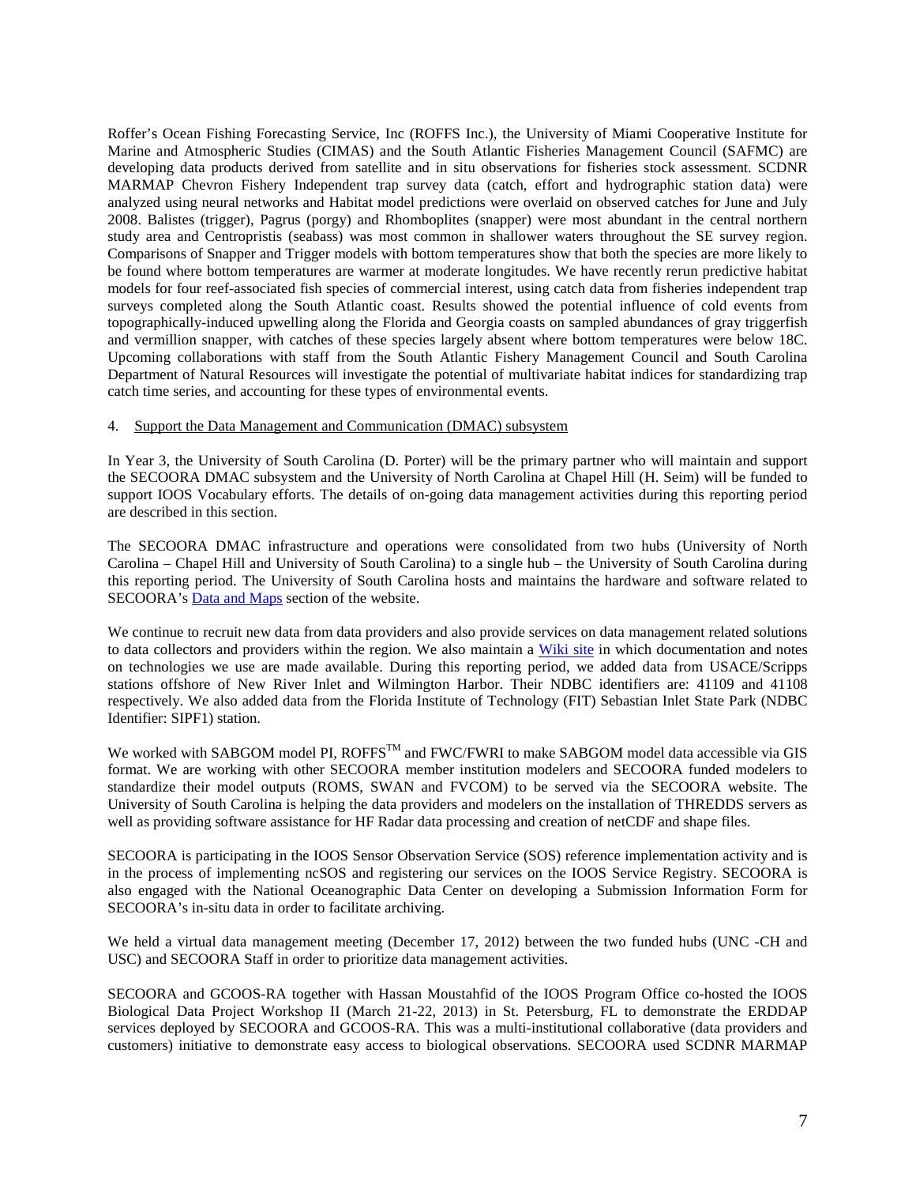Roffer's Ocean Fishing Forecasting Service, Inc (ROFFS Inc.), the University of Miami Cooperative Institute for Marine and Atmospheric Studies (CIMAS) and the South Atlantic Fisheries Management Council (SAFMC) are developing data products derived from satellite and in situ observations for fisheries stock assessment. SCDNR MARMAP Chevron Fishery Independent trap survey data (catch, effort and hydrographic station data) were analyzed using neural networks and Habitat model predictions were overlaid on observed catches for June and July 2008. Balistes (trigger), Pagrus (porgy) and Rhomboplites (snapper) were most abundant in the central northern study area and Centropristis (seabass) was most common in shallower waters throughout the SE survey region. Comparisons of Snapper and Trigger models with bottom temperatures show that both the species are more likely to be found where bottom temperatures are warmer at moderate longitudes. We have recently rerun predictive habitat models for four reef-associated fish species of commercial interest, using catch data from fisheries independent trap surveys completed along the South Atlantic coast. Results showed the potential influence of cold events from topographically-induced upwelling along the Florida and Georgia coasts on sampled abundances of gray triggerfish and vermillion snapper, with catches of these species largely absent where bottom temperatures were below 18C. Upcoming collaborations with staff from the South Atlantic Fishery Management Council and South Carolina Department of Natural Resources will investigate the potential of multivariate habitat indices for standardizing trap catch time series, and accounting for these types of environmental events.

4. Support the Data Management and Communication (DMAC) subsystem

In Year 3, the University of South Carolina (D. Porter) will be the primary partner who will maintain and support the SECOORA DMAC subsystem and the University of North Carolina at Chapel Hill (H. Seim) will be funded to support IOOS Vocabulary efforts. The details of on-going data management activities during this reporting period are described in this section.

The SECOORA DMAC infrastructure and operations were consolidated from two hubs (University of North Carolina – Chapel Hill and University of South Carolina) to a single hub – the University of South Carolina during this reporting period. The University of South Carolina hosts and maintains the hardware and software related to SECOORA's Data and Maps section of the website.

We continue to recruit new data from data providers and also provide services on data management related solutions to data collectors and providers within the region. We also maintain a Wiki site in which documentation and notes on technologies we use are made available. During this reporting period, we added data from USACE/Scripps stations offshore of New River Inlet and Wilmington Harbor. Their NDBC identifiers are: 41109 and 41108 respectively. We also added data from the Florida Institute of Technology (FIT) Sebastian Inlet State Park (NDBC Identifier: SIPF1) station.

We worked with SABGOM model PI, ROFFS™ and FWC/FWRI to make SABGOM model data accessible via GIS format. We are working with other SECOORA member institution modelers and SECOORA funded modelers to standardize their model outputs (ROMS, SWAN and FVCOM) to be served via the SECOORA website. The University of South Carolina is helping the data providers and modelers on the installation of THREDDS servers as well as providing software assistance for HF Radar data processing and creation of netCDF and shape files.

SECOORA is participating in the IOOS Sensor Observation Service (SOS) reference implementation activity and is in the process of implementing ncSOS and registering our services on the IOOS Service Registry. SECOORA is also engaged with the National Oceanographic Data Center on developing a Submission Information Form for SECOORA's in-situ data in order to facilitate archiving.

We held a virtual data management meeting (December 17, 2012) between the two funded hubs (UNC -CH and USC) and SECOORA Staff in order to prioritize data management activities.

SECOORA and GCOOS-RA together with Hassan Moustahfid of the IOOS Program Office co-hosted the IOOS Biological Data Project Workshop II (March 21-22, 2013) in St. Petersburg, FL to demonstrate the ERDDAP services deployed by SECOORA and GCOOS-RA. This was a multi-institutional collaborative (data providers and customers) initiative to demonstrate easy access to biological observations. SECOORA used SCDNR MARMAP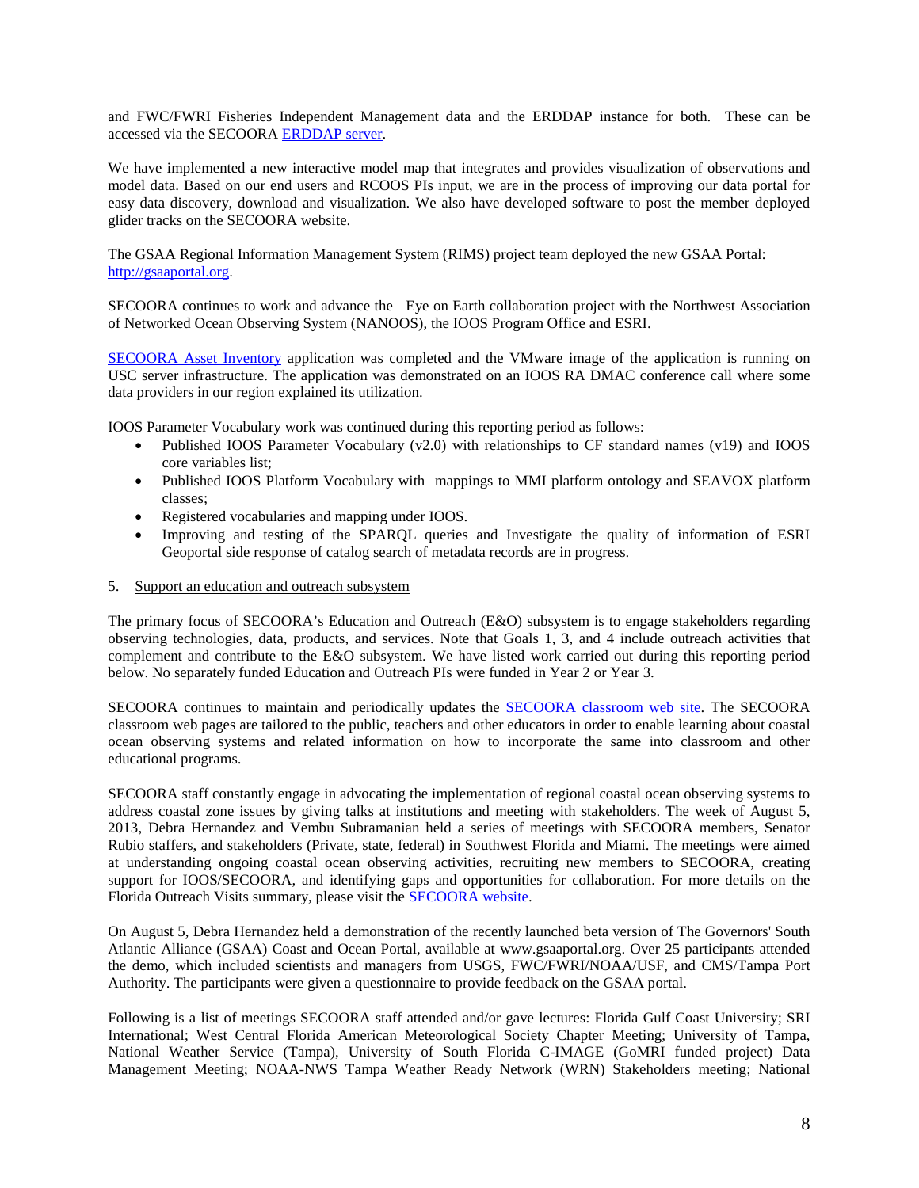and FWC/FWRI Fisheries Independent Management data and the ERDDAP instance for both. These can be accessed via the SECOORA ERDDAP server.

We have implemented a new interactive model map that integrates and provides visualization of observations and model data. Based on our end users and RCOOS PIs input, we are in the process of improving our data portal for easy data discovery, download and visualization. We also have developed software to post the member deployed glider tracks on the SECOORA website.

The GSAA Regional Information Management System (RIMS) project team deployed the new GSAA Portal: http://gsaaportal.org.

SECOORA continues to work and advance the Eye on Earth collaboration project with the Northwest Association of Networked Ocean Observing System (NANOOS), the IOOS Program Office and ESRI.

SECOORA Asset Inventory application was completed and the VMware image of the application is running on USC server infrastructure. The application was demonstrated on an IOOS RA DMAC conference call where some data providers in our region explained its utilization.

IOOS Parameter Vocabulary work was continued during this reporting period as follows:

- Published IOOS Parameter Vocabulary (v2.0) with relationships to CF standard names (v19) and IOOS core variables list;
- Published IOOS Platform Vocabulary with mappings to MMI platform ontology and SEAVOX platform classes;
- Registered vocabularies and mapping under IOOS.
- Improving and testing of the SPARQL queries and Investigate the quality of information of ESRI Geoportal side response of catalog search of metadata records are in progress.

5. Support an education and outreach subsystem

The primary focus of SECOORA's Education and Outreach (E&O) subsystem is to engage stakeholders regarding observing technologies, data, products, and services. Note that Goals 1, 3, and 4 include outreach activities that complement and contribute to the E&O subsystem. We have listed work carried out during this reporting period below. No separately funded Education and Outreach PIs were funded in Year 2 or Year 3.

SECOORA continues to maintain and periodically updates the SECOORA classroom web site. The SECOORA classroom web pages are tailored to the public, teachers and other educators in order to enable learning about coastal ocean observing systems and related information on how to incorporate the same into classroom and other educational programs.

SECOORA staff constantly engage in advocating the implementation of regional coastal ocean observing systems to address coastal zone issues by giving talks at institutions and meeting with stakeholders. The week of August 5, 2013, Debra Hernandez and Vembu Subramanian held a series of meetings with SECOORA members, Senator Rubio staffers, and stakeholders (Private, state, federal) in Southwest Florida and Miami. The meetings were aimed at understanding ongoing coastal ocean observing activities, recruiting new members to SECOORA, creating support for IOOS/SECOORA, and identifying gaps and opportunities for collaboration. For more details on the Florida Outreach Visits summary, please visit the SECOORA website.

On August 5, Debra Hernandez held a demonstration of the recently launched beta version of The Governors' South Atlantic Alliance (GSAA) Coast and Ocean Portal, available at www.gsaaportal.org. Over 25 participants attended the demo, which included scientists and managers from USGS, FWC/FWRI/NOAA/USF, and CMS/Tampa Port Authority. The participants were given a questionnaire to provide feedback on the GSAA portal.

Following is a list of meetings SECOORA staff attended and/or gave lectures: Florida Gulf Coast University; SRI International; West Central Florida American Meteorological Society Chapter Meeting; University of Tampa, National Weather Service (Tampa), University of South Florida C-IMAGE (GoMRI funded project) Data Management Meeting; NOAA-NWS Tampa Weather Ready Network (WRN) Stakeholders meeting; National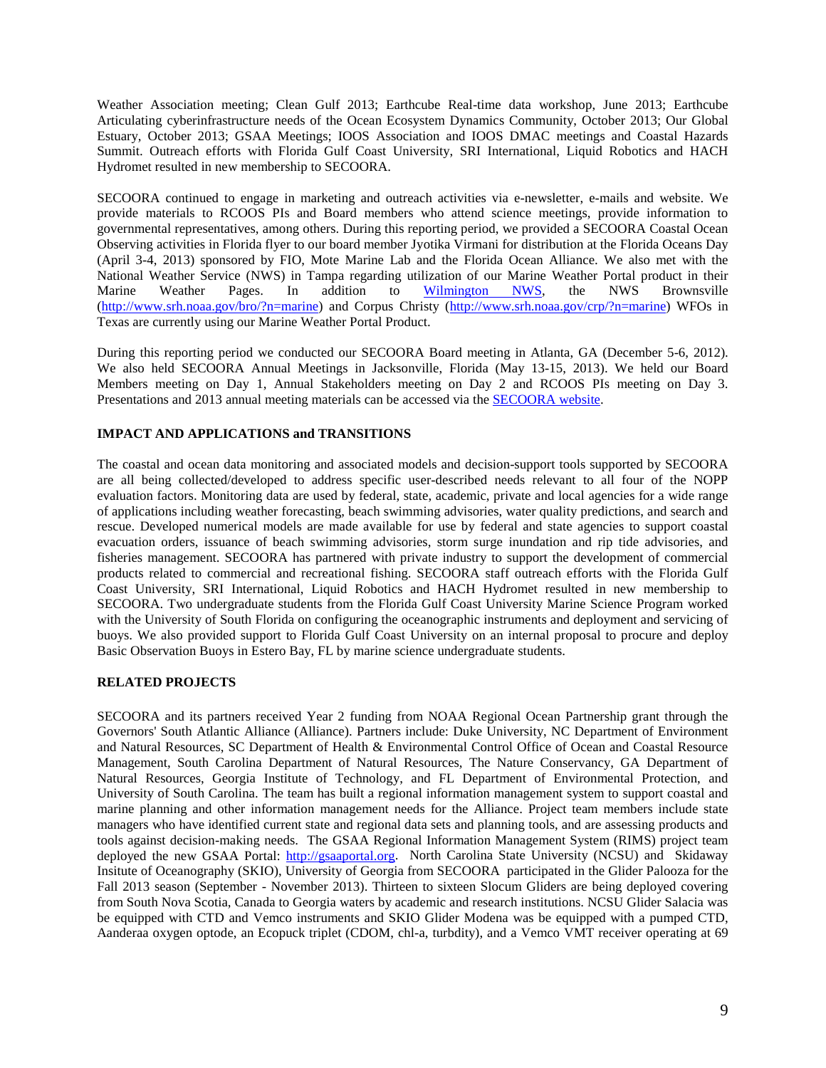Weather Association meeting; Clean Gulf 2013; Earthcube Real-time data workshop, June 2013; Earthcube Articulating cyberinfrastructure needs of the Ocean Ecosystem Dynamics Community, October 2013; Our Global Estuary, October 2013; GSAA Meetings; IOOS Association and IOOS DMAC meetings and Coastal Hazards Summit. Outreach efforts with Florida Gulf Coast University, SRI International, Liquid Robotics and HACH Hydromet resulted in new membership to SECOORA.

SECOORA continued to engage in marketing and outreach activities via e-newsletter, e-mails and website. We provide materials to RCOOS PIs and Board members who attend science meetings, provide information to governmental representatives, among others. During this reporting period, we provided a SECOORA Coastal Ocean Observing activities in Florida flyer to our board member Jyotika Virmani for distribution at the Florida Oceans Day (April 3-4, 2013) sponsored by FIO, Mote Marine Lab and the Florida Ocean Alliance. We also met with the National Weather Service (NWS) in Tampa regarding utilization of our Marine Weather Portal product in their Marine Weather Pages. In addition to Wilmington NWS, the NWS Brownsville (http://www.srh.noaa.gov/bro/?n=marine) and Corpus Christy (http://www.srh.noaa.gov/crp/?n=marine) WFOs in Texas are currently using our Marine Weather Portal Product.

During this reporting period we conducted our SECOORA Board meeting in Atlanta, GA (December 5-6, 2012). We also held SECOORA Annual Meetings in Jacksonville, Florida (May 13-15, 2013). We held our Board Members meeting on Day 1, Annual Stakeholders meeting on Day 2 and RCOOS PIs meeting on Day 3. Presentations and 2013 annual meeting materials can be accessed via the SECOORA website.

**IMPACT AND APPLICATIONS and TRANSITIONS**

The coastal and ocean data monitoring and associated models and decision-support tools supported by SECOORA are all being collected/developed to address specific user-described needs relevant to all four of the NOPP evaluation factors. Monitoring data are used by federal, state, academic, private and local agencies for a wide range of applications including weather forecasting, beach swimming advisories, water quality predictions, and search and rescue. Developed numerical models are made available for use by federal and state agencies to support coastal evacuation orders, issuance of beach swimming advisories, storm surge inundation and rip tide advisories, and fisheries management. SECOORA has partnered with private industry to support the development of commercial products related to commercial and recreational fishing. SECOORA staff outreach efforts with the Florida Gulf Coast University, SRI International, Liquid Robotics and HACH Hydromet resulted in new membership to SECOORA. Two undergraduate students from the Florida Gulf Coast University Marine Science Program worked with the University of South Florida on configuring the oceanographic instruments and deployment and servicing of buoys. We also provided support to Florida Gulf Coast University on an internal proposal to procure and deploy Basic Observation Buoys in Estero Bay, FL by marine science undergraduate students.

**RELATED PROJECTS**

SECOORA and its partners received Year 2 funding from NOAA Regional Ocean Partnership grant through the Governors' South Atlantic Alliance (Alliance). Partners include: Duke University, NC Department of Environment and Natural Resources, SC Department of Health & Environmental Control Office of Ocean and Coastal Resource Management, South Carolina Department of Natural Resources, The Nature Conservancy, GA Department of Natural Resources, Georgia Institute of Technology, and FL Department of Environmental Protection, and University of South Carolina. The team has built a regional information management system to support coastal and marine planning and other information management needs for the Alliance. Project team members include state managers who have identified current state and regional data sets and planning tools, and are assessing products and tools against decision-making needs. The GSAA Regional Information Management System (RIMS) project team deployed the new GSAA Portal: http://gsaaportal.org. North Carolina State University (NCSU) and Skidaway Insitute of Oceanography (SKIO), University of Georgia from SECOORA participated in the Glider Palooza for the Fall 2013 season (September - November 2013). Thirteen to sixteen Slocum Gliders are being deployed covering from South Nova Scotia, Canada to Georgia waters by academic and research institutions. NCSU Glider Salacia was be equipped with CTD and Vemco instruments and SKIO Glider Modena was be equipped with a pumped CTD, Aanderaa oxygen optode, an Ecopuck triplet (CDOM, chl-a, turbdity), and a Vemco VMT receiver operating at 69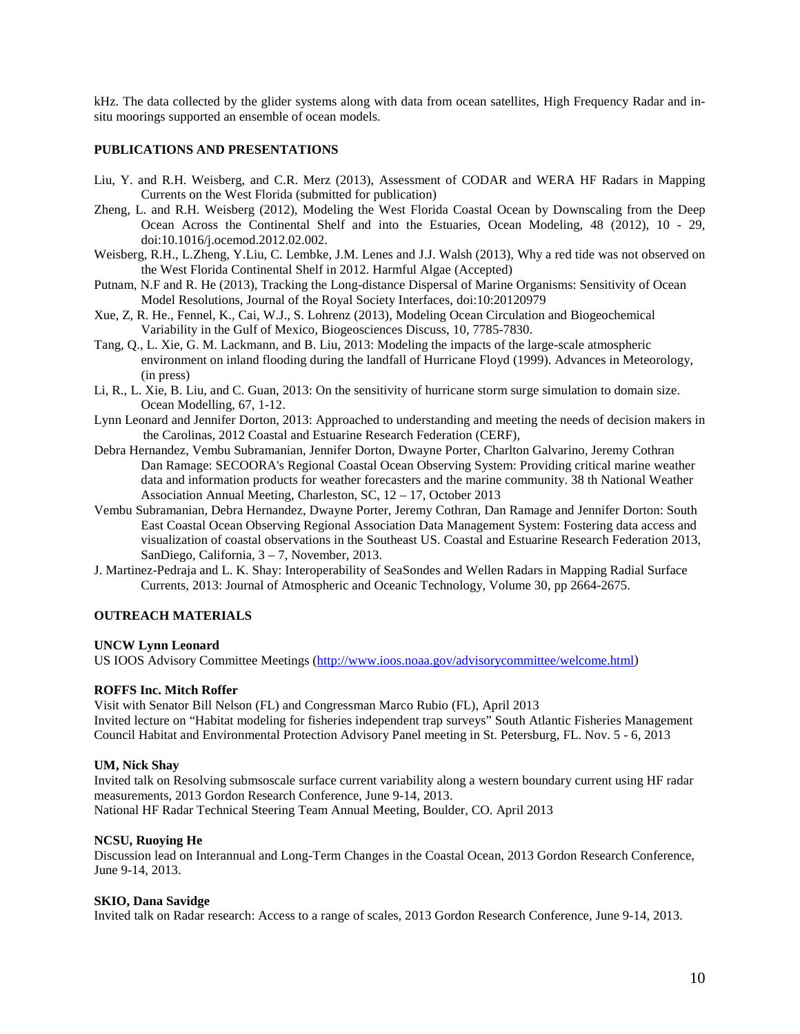kHz. The data collected by the glider systems along with data from ocean satellites, High Frequency Radar and in-situ moorings supported an ensemble of ocean models.

## PUBLICATIONS AND PRESENTATIONS

Liu, Y. and R.H. Weisberg, and C.R. Merz (2013), Assessment of CODAR and WERA HF Radars in Mapping Currents on the West Florida (submitted for publication)

Zheng, L. and R.H. Weisberg (2012), Modeling the West Florida Coastal Ocean by Downscaling from the Deep Ocean Across the Continental Shelf and into the Estuaries, Ocean Modeling, 48 (2012), 10 - 29, doi:10.1016/j.ocemod.2012.02.002.

Weisberg, R.H., L.Zheng, Y.Liu, C. Lembke, J.M. Lenes and J.J. Walsh (2013), Why a red tide was not observed on the West Florida Continental Shelf in 2012. Harmful Algae (Accepted)

Putnam, N.F and R. He (2013), Tracking the Long-distance Dispersal of Marine Organisms: Sensitivity of Ocean Model Resolutions, Journal of the Royal Society Interfaces, doi:10:20120979

Xue, Z, R. He., Fennel, K., Cai, W.J., S. Lohrenz (2013), Modeling Ocean Circulation and Biogeochemical Variability in the Gulf of Mexico, Biogeosciences Discuss, 10, 7785-7830.

Tang, Q., L. Xie, G. M. Lackmann, and B. Liu, 2013: Modeling the impacts of the large-scale atmospheric environment on inland flooding during the landfall of Hurricane Floyd (1999). Advances in Meteorology, (in press)

Li, R., L. Xie, B. Liu, and C. Guan, 2013: On the sensitivity of hurricane storm surge simulation to domain size. Ocean Modelling, 67, 1-12.

Lynn Leonard and Jennifer Dorton, 2013: Approached to understanding and meeting the needs of decision makers in the Carolinas, 2012 Coastal and Estuarine Research Federation (CERF),

Debra Hernandez, Vembu Subramanian, Jennifer Dorton, Dwayne Porter, Charlton Galvarino, Jeremy Cothran Dan Ramage: SECOORA's Regional Coastal Ocean Observing System: Providing critical marine weather data and information products for weather forecasters and the marine community. 38 th National Weather Association Annual Meeting, Charleston, SC, 12 – 17, October 2013

Vembu Subramanian, Debra Hernandez, Dwayne Porter, Jeremy Cothran, Dan Ramage and Jennifer Dorton: South East Coastal Ocean Observing Regional Association Data Management System: Fostering data access and visualization of coastal observations in the Southeast US. Coastal and Estuarine Research Federation 2013, SanDiego, California, 3 – 7, November, 2013.

J. Martinez-Pedraja and L. K. Shay: Interoperability of SeaSondes and Wellen Radars in Mapping Radial Surface Currents, 2013: Journal of Atmospheric and Oceanic Technology, Volume 30, pp 2664-2675.

## OUTREACH MATERIALS

**UNCW Lynn Leonard**

US IOOS Advisory Committee Meetings (http://www.ioos.noaa.gov/advisorycommittee/welcome.html)

**ROFFS Inc. Mitch Roffer**

Visit with Senator Bill Nelson (FL) and Congressman Marco Rubio (FL), April 2013
Invited lecture on "Habitat modeling for fisheries independent trap surveys" South Atlantic Fisheries Management Council Habitat and Environmental Protection Advisory Panel meeting in St. Petersburg, FL. Nov. 5 - 6, 2013

**UM, Nick Shay**

Invited talk on Resolving submsoscale surface current variability along a western boundary current using HF radar measurements, 2013 Gordon Research Conference, June 9-14, 2013.
National HF Radar Technical Steering Team Annual Meeting, Boulder, CO. April 2013

**NCSU, Ruoying He**

Discussion lead on Interannual and Long-Term Changes in the Coastal Ocean, 2013 Gordon Research Conference, June 9-14, 2013.

**SKIO, Dana Savidge**

Invited talk on Radar research: Access to a range of scales, 2013 Gordon Research Conference, June 9-14, 2013.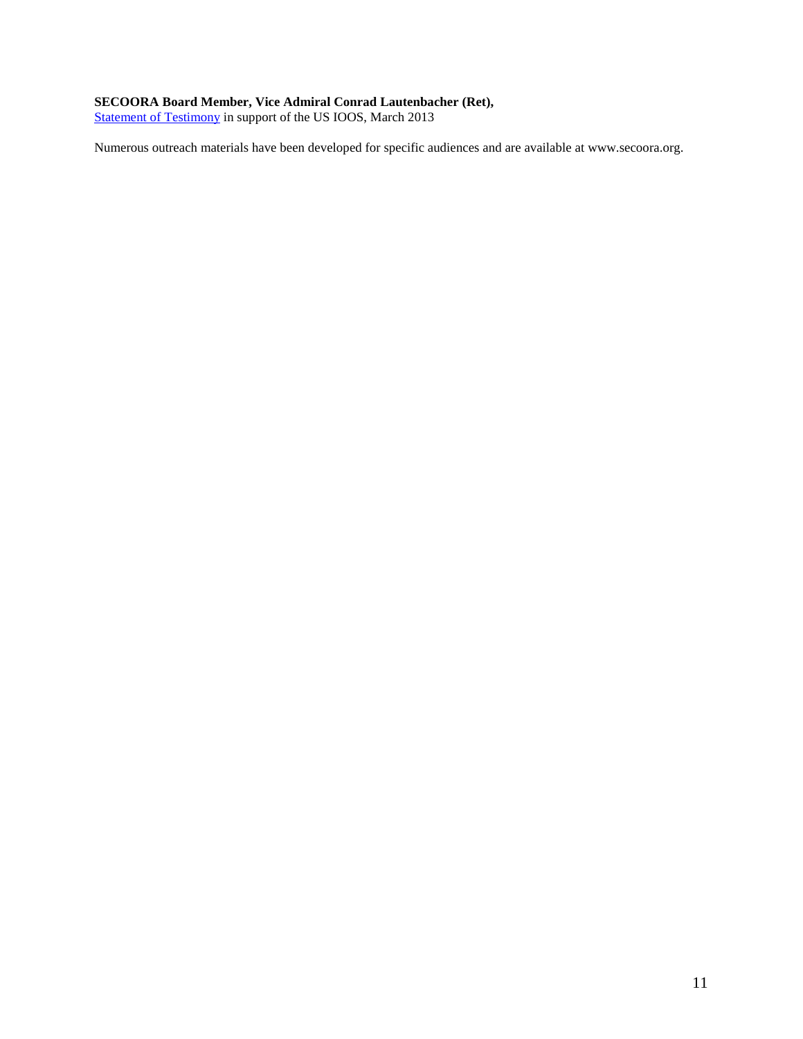**SECOORA Board Member, Vice Admiral Conrad Lautenbacher (Ret),**
Statement of Testimony in support of the US IOOS, March 2013

Numerous outreach materials have been developed for specific audiences and are available at www.secoora.org.